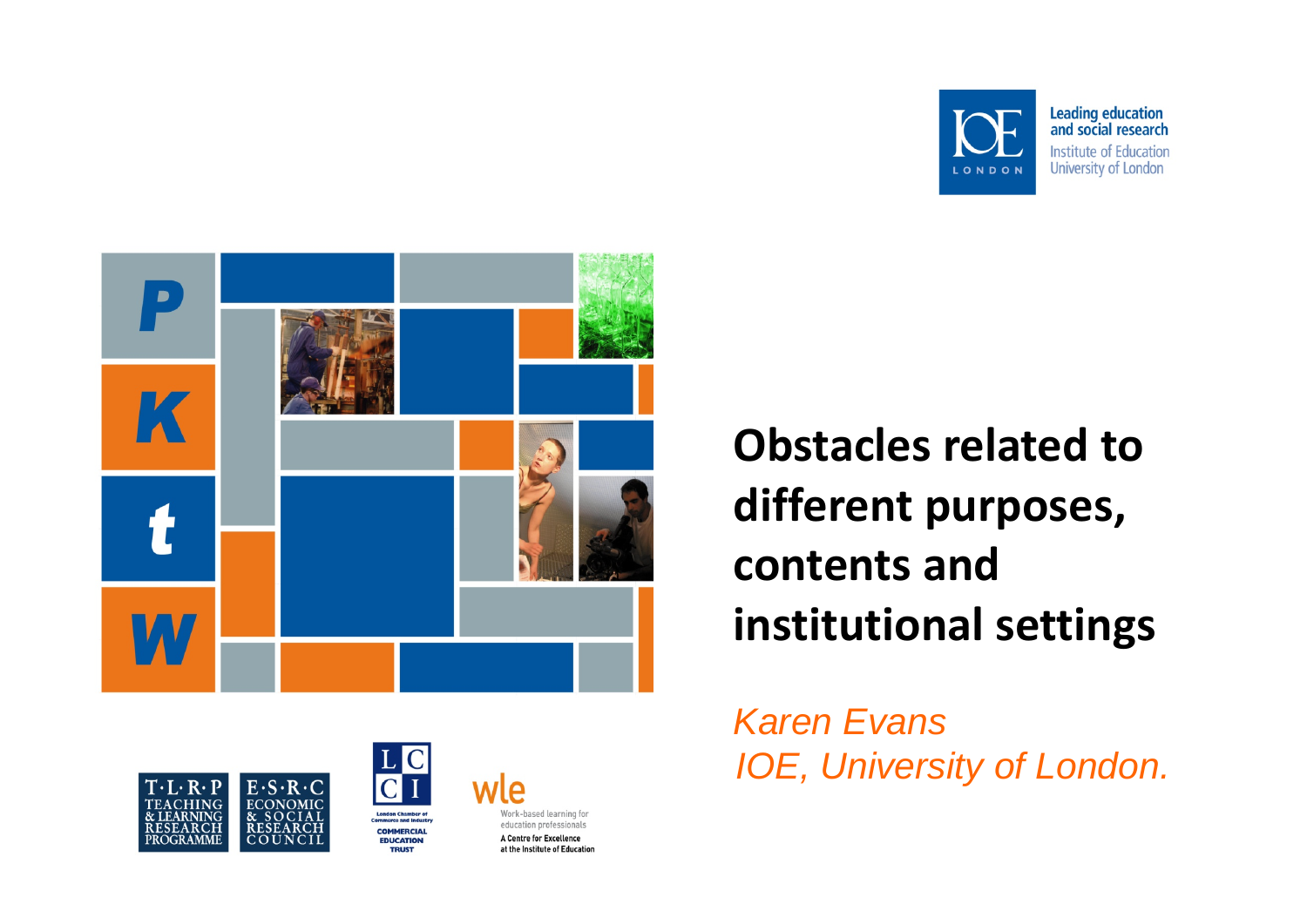# Obstacles related to different purposes, contents and institutional settings

*Karen Evans*
*IOE, University of London.*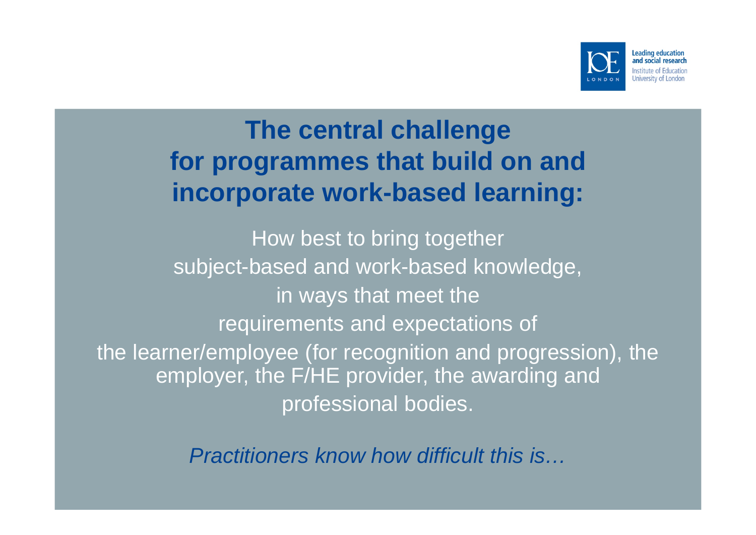# The central challenge for programmes that build on and incorporate work-based learning:

How best to bring together subject-based and work-based knowledge, in ways that meet the requirements and expectations of the learner/employee (for recognition and progression), the employer, the F/HE provider, the awarding and professional bodies.

*Practitioners know how difficult this is…*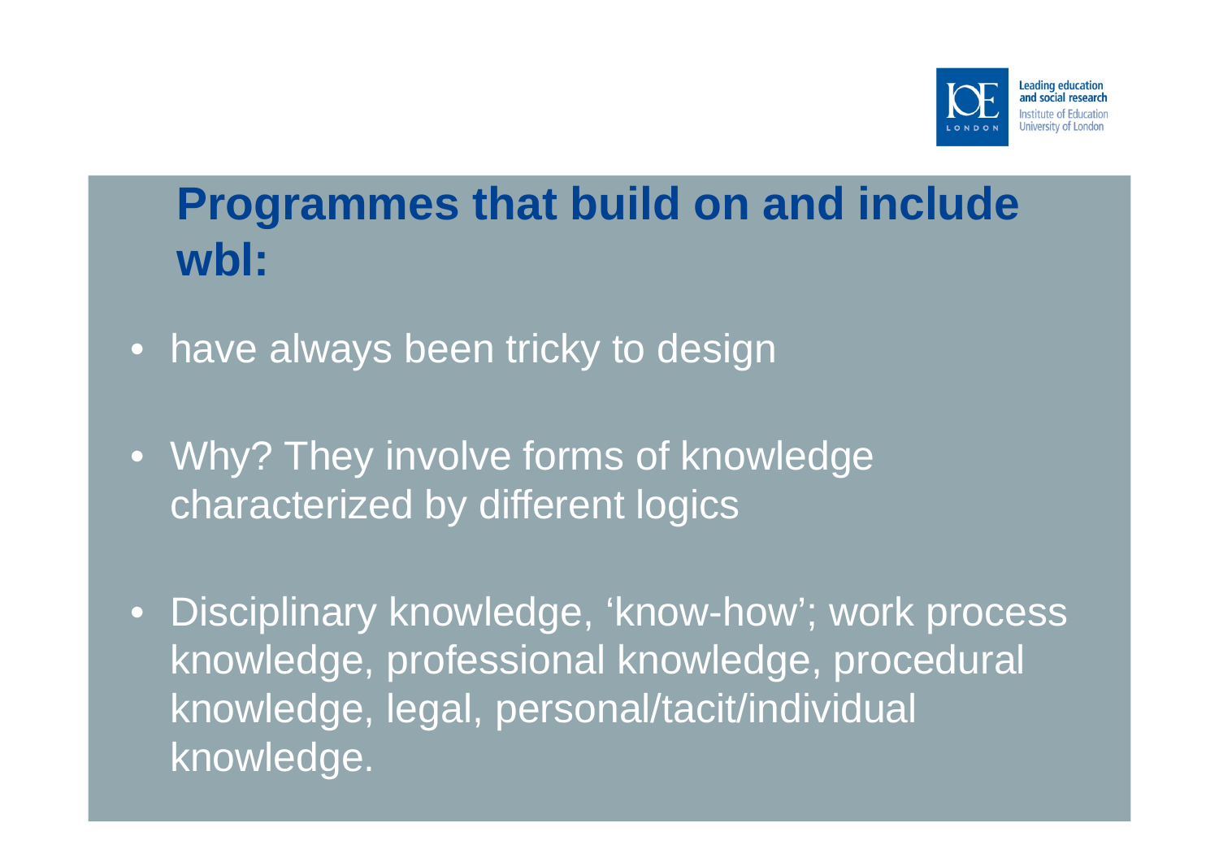# Programmes that build on and include wbl:

- have always been tricky to design
- Why? They involve forms of knowledge characterized by different logics
- Disciplinary knowledge, 'know-how'; work process knowledge, professional knowledge, procedural knowledge, legal, personal/tacit/individual knowledge.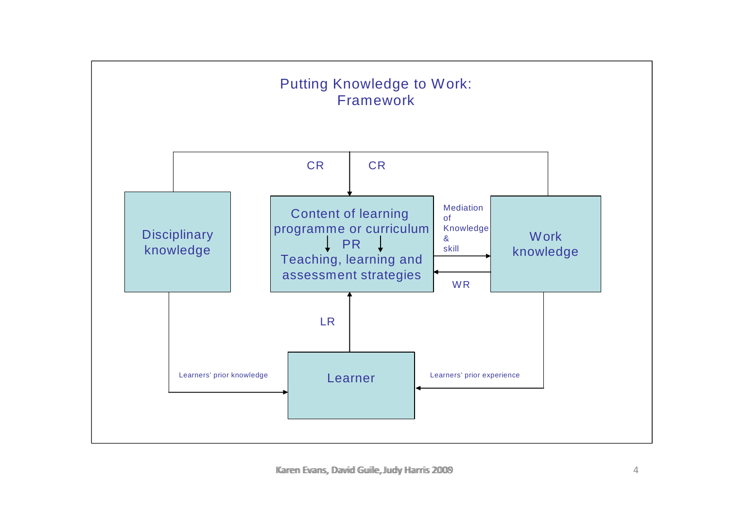# Putting Knowledge to Work: Framework

CR

CR

Disciplinary knowledge

Content of learning programme or curriculum

PR

Teaching, learning and assessment strategies

Mediation of Knowledge & skill

WR

Work knowledge

LR

Learners' prior knowledge

Learner

Learners' prior experience

Karen Evans, David Guile, Judy Harris 2009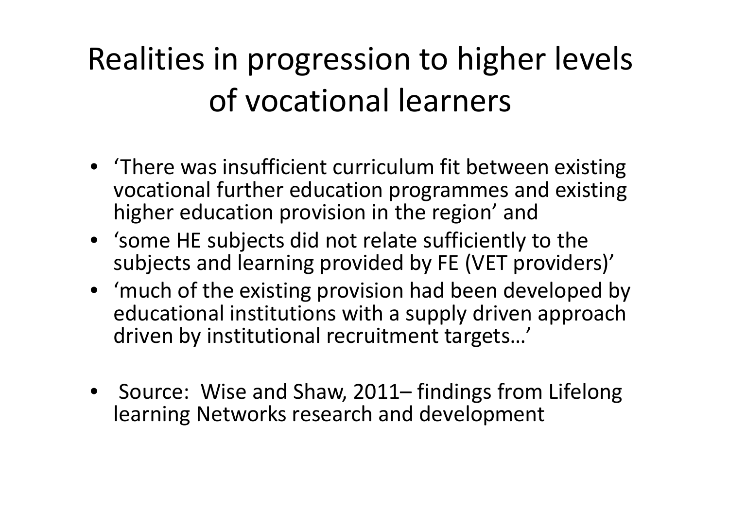# Realities in progression to higher levels of vocational learners

- 'There was insufficient curriculum fit between existing vocational further education programmes and existing higher education provision in the region' and
- 'some HE subjects did not relate sufficiently to the subjects and learning provided by FE (VET providers)'
- 'much of the existing provision had been developed by educational institutions with a supply driven approach driven by institutional recruitment targets…'

- Source: Wise and Shaw, 2011– findings from Lifelong learning Networks research and development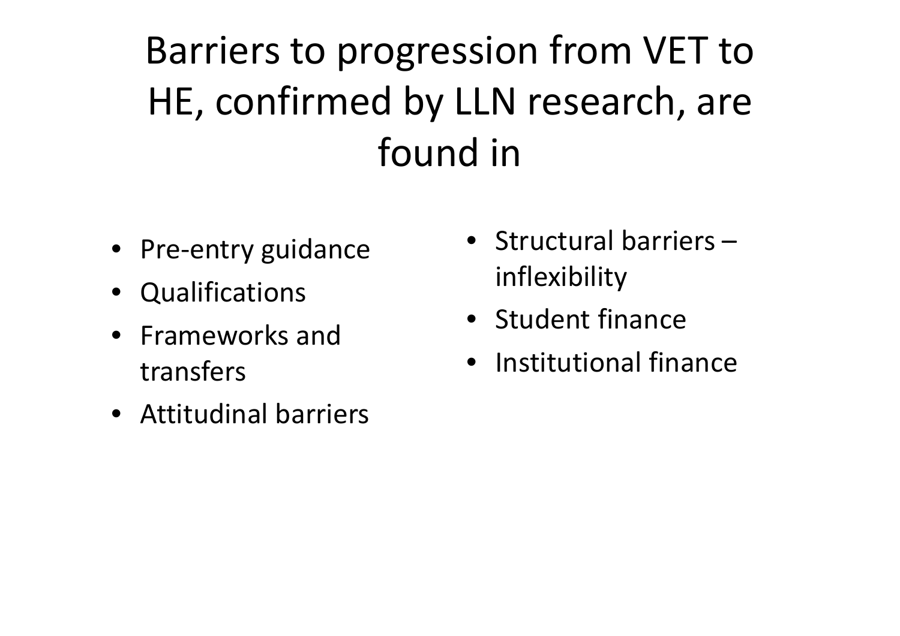# Barriers to progression from VET to HE, confirmed by LLN research, are found in

- Pre-entry guidance
- Qualifications
- Frameworks and transfers
- Attitudinal barriers
- Structural barriers – inflexibility
- Student finance
- Institutional finance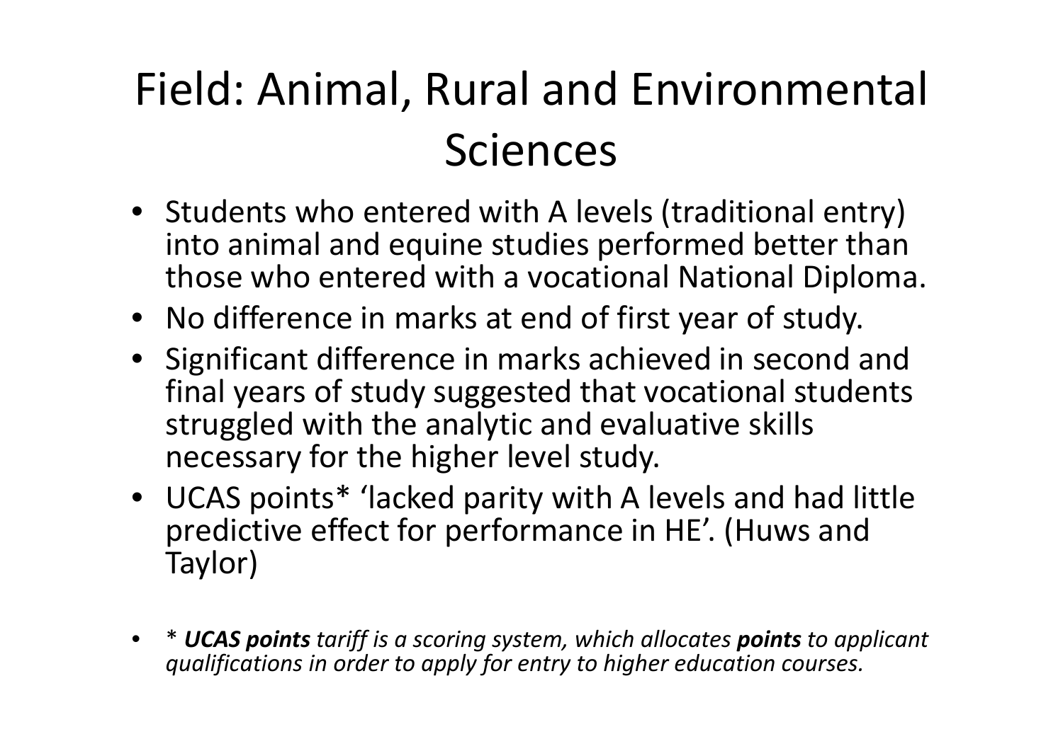# Field: Animal, Rural and Environmental Sciences

- Students who entered with A levels (traditional entry) into animal and equine studies performed better than those who entered with a vocational National Diploma.
- No difference in marks at end of first year of study.
- Significant difference in marks achieved in second and final years of study suggested that vocational students struggled with the analytic and evaluative skills necessary for the higher level study.
- UCAS points* 'lacked parity with A levels and had little predictive effect for performance in HE'. (Huws and Taylor)

- * ***UCAS points*** *tariff is a scoring system, which allocates* ***points*** *to applicant qualifications in order to apply for entry to higher education courses.*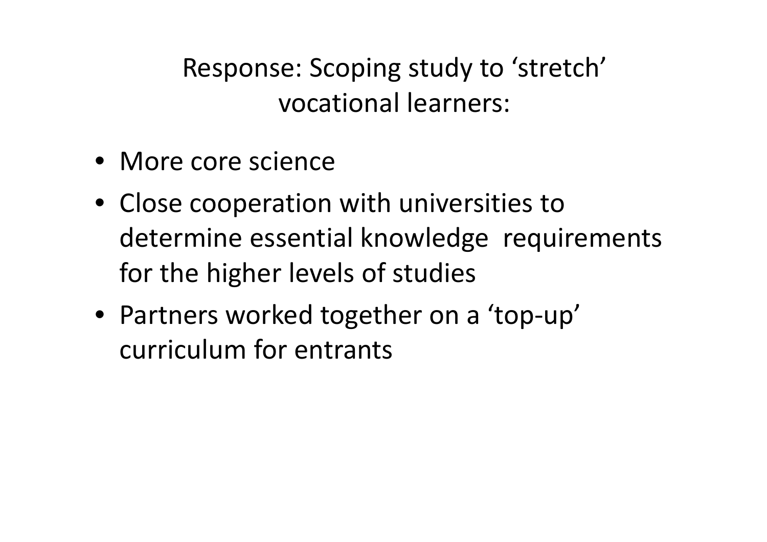# Response: Scoping study to 'stretch' vocational learners:

- More core science
- Close cooperation with universities to determine essential knowledge requirements for the higher levels of studies
- Partners worked together on a 'top-up' curriculum for entrants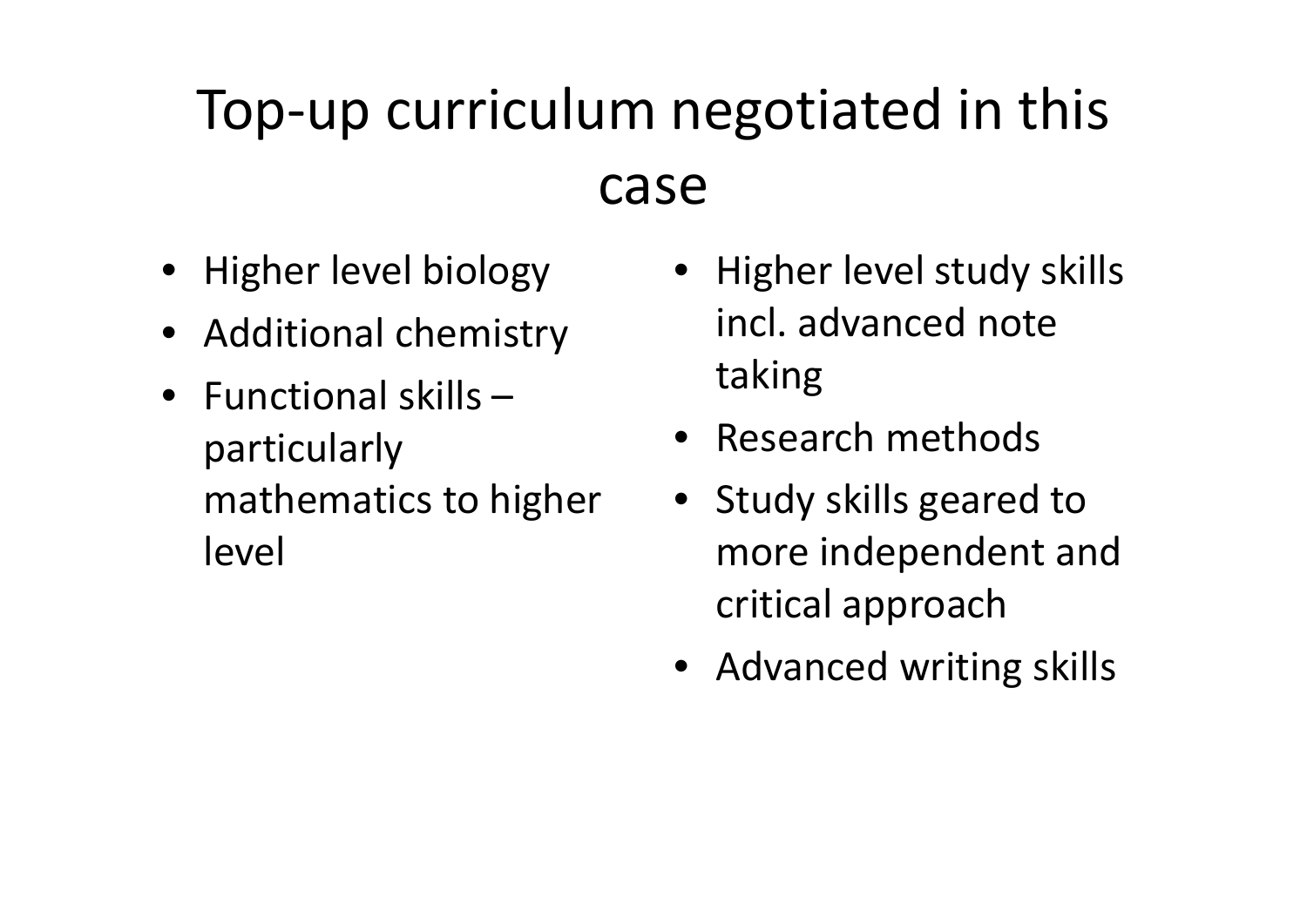# Top-up curriculum negotiated in this case

- Higher level biology
- Additional chemistry
- Functional skills – particularly mathematics to higher level
- Higher level study skills incl. advanced note taking
- Research methods
- Study skills geared to more independent and critical approach
- Advanced writing skills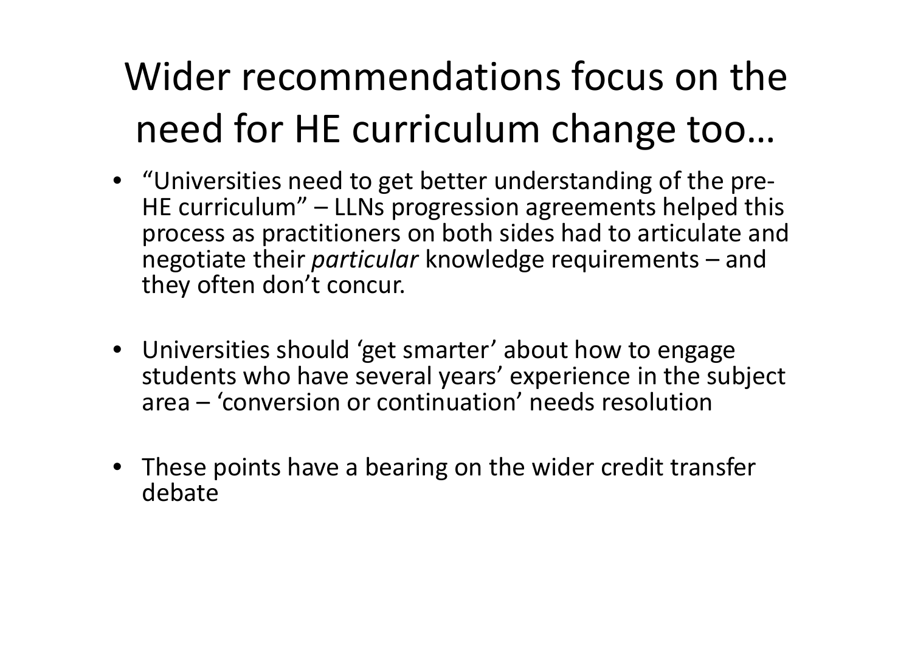# Wider recommendations focus on the need for HE curriculum change too…

- "Universities need to get better understanding of the pre-HE curriculum" – LLNs progression agreements helped this process as practitioners on both sides had to articulate and negotiate their *particular* knowledge requirements – and they often don't concur.

- Universities should 'get smarter' about how to engage students who have several years' experience in the subject area – 'conversion or continuation' needs resolution

- These points have a bearing on the wider credit transfer debate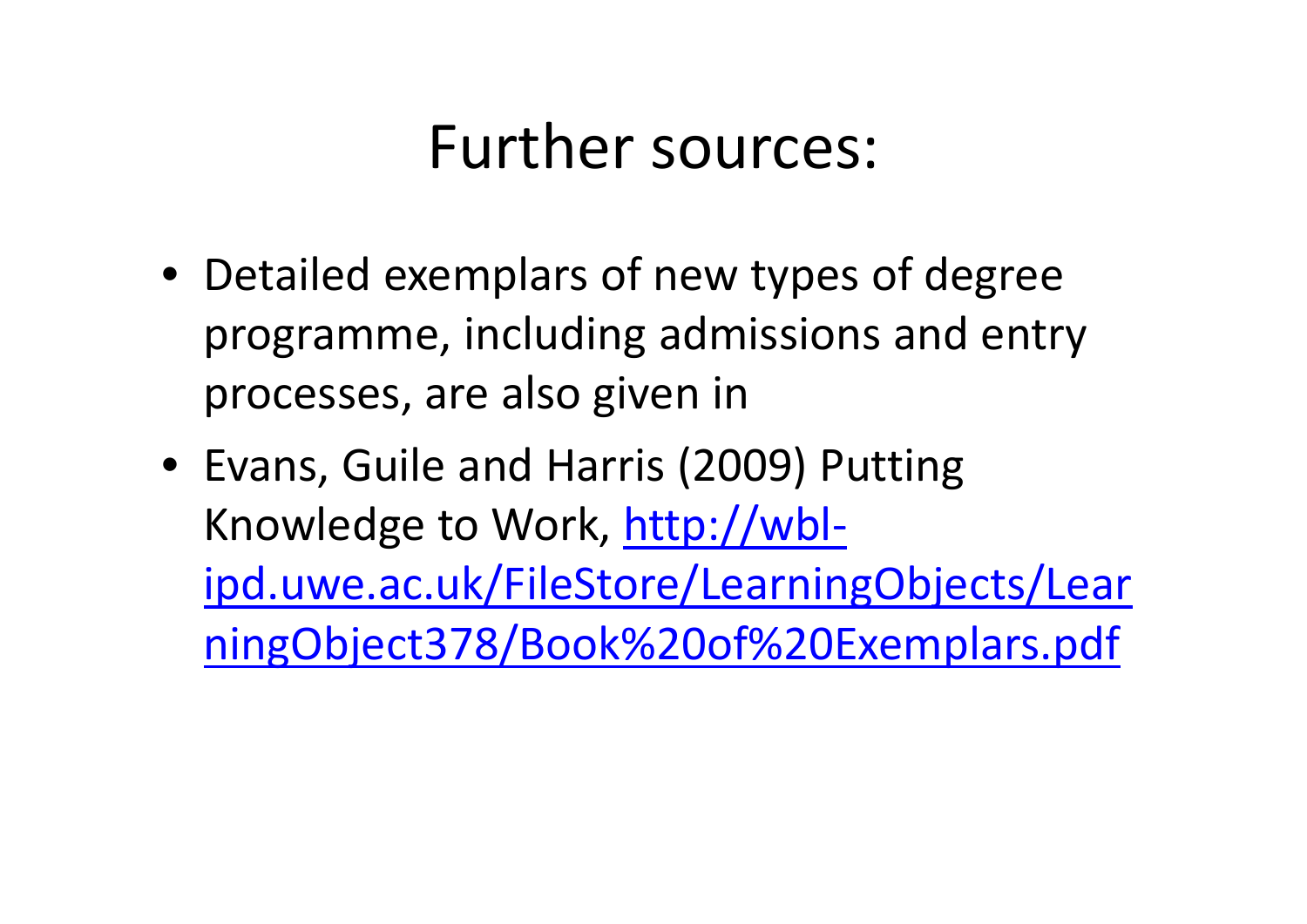# Further sources:

- Detailed exemplars of new types of degree programme, including admissions and entry processes, are also given in
- Evans, Guile and Harris (2009) Putting Knowledge to Work, [http://wbl-ipd.uwe.ac.uk/FileStore/LearningObjects/LearningObject378/Book%20of%20Exemplars.pdf](http://wbl-ipd.uwe.ac.uk/FileStore/LearningObjects/LearningObject378/Book%20of%20Exemplars.pdf)